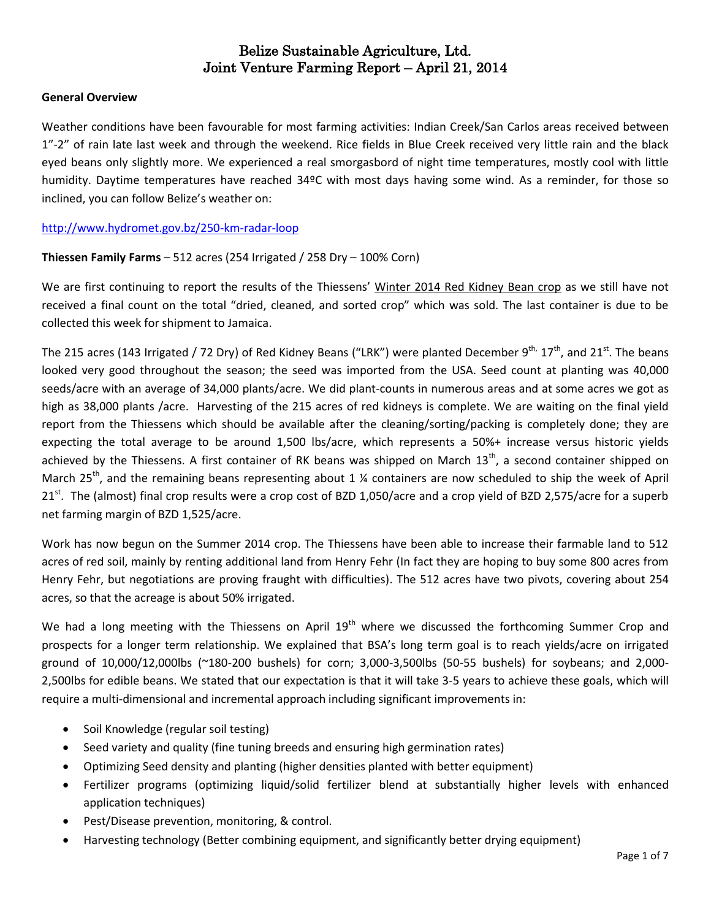# Belize Sustainable Agriculture, Ltd.
# Joint Venture Farming Report – April 21, 2014

**General Overview**

Weather conditions have been favourable for most farming activities: Indian Creek/San Carlos areas received between 1"-2" of rain late last week and through the weekend. Rice fields in Blue Creek received very little rain and the black eyed beans only slightly more. We experienced a real smorgasbord of night time temperatures, mostly cool with little humidity. Daytime temperatures have reached 34ºC with most days having some wind. As a reminder, for those so inclined, you can follow Belize's weather on:

http://www.hydromet.gov.bz/250-km-radar-loop

**Thiessen Family Farms** – 512 acres (254 Irrigated / 258 Dry – 100% Corn)

We are first continuing to report the results of the Thiessens' Winter 2014 Red Kidney Bean crop as we still have not received a final count on the total "dried, cleaned, and sorted crop" which was sold. The last container is due to be collected this week for shipment to Jamaica.

The 215 acres (143 Irrigated / 72 Dry) of Red Kidney Beans ("LRK") were planted December 9th, 17th, and 21st. The beans looked very good throughout the season; the seed was imported from the USA. Seed count at planting was 40,000 seeds/acre with an average of 34,000 plants/acre. We did plant-counts in numerous areas and at some acres we got as high as 38,000 plants /acre. Harvesting of the 215 acres of red kidneys is complete. We are waiting on the final yield report from the Thiessens which should be available after the cleaning/sorting/packing is completely done; they are expecting the total average to be around 1,500 lbs/acre, which represents a 50%+ increase versus historic yields achieved by the Thiessens. A first container of RK beans was shipped on March 13th, a second container shipped on March 25th, and the remaining beans representing about 1 ¼ containers are now scheduled to ship the week of April 21st. The (almost) final crop results were a crop cost of BZD 1,050/acre and a crop yield of BZD 2,575/acre for a superb net farming margin of BZD 1,525/acre.

Work has now begun on the Summer 2014 crop. The Thiessens have been able to increase their farmable land to 512 acres of red soil, mainly by renting additional land from Henry Fehr (In fact they are hoping to buy some 800 acres from Henry Fehr, but negotiations are proving fraught with difficulties). The 512 acres have two pivots, covering about 254 acres, so that the acreage is about 50% irrigated.

We had a long meeting with the Thiessens on April 19th where we discussed the forthcoming Summer Crop and prospects for a longer term relationship. We explained that BSA's long term goal is to reach yields/acre on irrigated ground of 10,000/12,000lbs (~180-200 bushels) for corn; 3,000-3,500lbs (50-55 bushels) for soybeans; and 2,000-2,500lbs for edible beans. We stated that our expectation is that it will take 3-5 years to achieve these goals, which will require a multi-dimensional and incremental approach including significant improvements in:

- Soil Knowledge (regular soil testing)
- Seed variety and quality (fine tuning breeds and ensuring high germination rates)
- Optimizing Seed density and planting (higher densities planted with better equipment)
- Fertilizer programs (optimizing liquid/solid fertilizer blend at substantially higher levels with enhanced application techniques)
- Pest/Disease prevention, monitoring, & control.
- Harvesting technology (Better combining equipment, and significantly better drying equipment)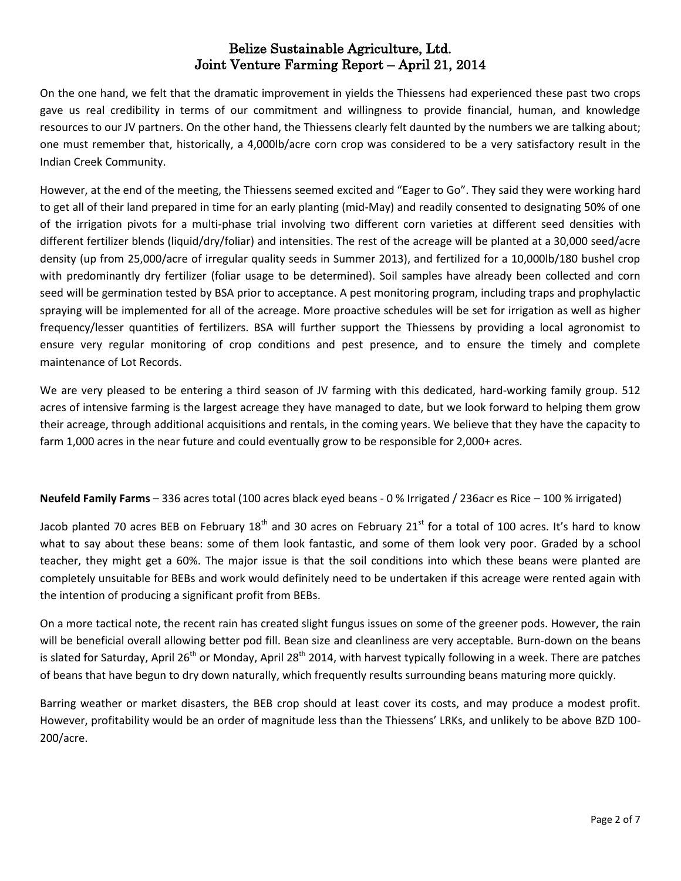On the one hand, we felt that the dramatic improvement in yields the Thiessens had experienced these past two crops gave us real credibility in terms of our commitment and willingness to provide financial, human, and knowledge resources to our JV partners. On the other hand, the Thiessens clearly felt daunted by the numbers we are talking about; one must remember that, historically, a 4,000lb/acre corn crop was considered to be a very satisfactory result in the Indian Creek Community.

However, at the end of the meeting, the Thiessens seemed excited and "Eager to Go". They said they were working hard to get all of their land prepared in time for an early planting (mid-May) and readily consented to designating 50% of one of the irrigation pivots for a multi-phase trial involving two different corn varieties at different seed densities with different fertilizer blends (liquid/dry/foliar) and intensities. The rest of the acreage will be planted at a 30,000 seed/acre density (up from 25,000/acre of irregular quality seeds in Summer 2013), and fertilized for a 10,000lb/180 bushel crop with predominantly dry fertilizer (foliar usage to be determined). Soil samples have already been collected and corn seed will be germination tested by BSA prior to acceptance. A pest monitoring program, including traps and prophylactic spraying will be implemented for all of the acreage. More proactive schedules will be set for irrigation as well as higher frequency/lesser quantities of fertilizers. BSA will further support the Thiessens by providing a local agronomist to ensure very regular monitoring of crop conditions and pest presence, and to ensure the timely and complete maintenance of Lot Records.

We are very pleased to be entering a third season of JV farming with this dedicated, hard-working family group. 512 acres of intensive farming is the largest acreage they have managed to date, but we look forward to helping them grow their acreage, through additional acquisitions and rentals, in the coming years. We believe that they have the capacity to farm 1,000 acres in the near future and could eventually grow to be responsible for 2,000+ acres.

**Neufeld Family Farms** – 336 acres total (100 acres black eyed beans - 0 % Irrigated / 236acr es Rice – 100 % irrigated)

Jacob planted 70 acres BEB on February 18th and 30 acres on February 21st for a total of 100 acres. It's hard to know what to say about these beans: some of them look fantastic, and some of them look very poor. Graded by a school teacher, they might get a 60%. The major issue is that the soil conditions into which these beans were planted are completely unsuitable for BEBs and work would definitely need to be undertaken if this acreage were rented again with the intention of producing a significant profit from BEBs.

On a more tactical note, the recent rain has created slight fungus issues on some of the greener pods. However, the rain will be beneficial overall allowing better pod fill. Bean size and cleanliness are very acceptable. Burn-down on the beans is slated for Saturday, April 26th or Monday, April 28th 2014, with harvest typically following in a week. There are patches of beans that have begun to dry down naturally, which frequently results surrounding beans maturing more quickly.

Barring weather or market disasters, the BEB crop should at least cover its costs, and may produce a modest profit. However, profitability would be an order of magnitude less than the Thiessens' LRKs, and unlikely to be above BZD 100-200/acre.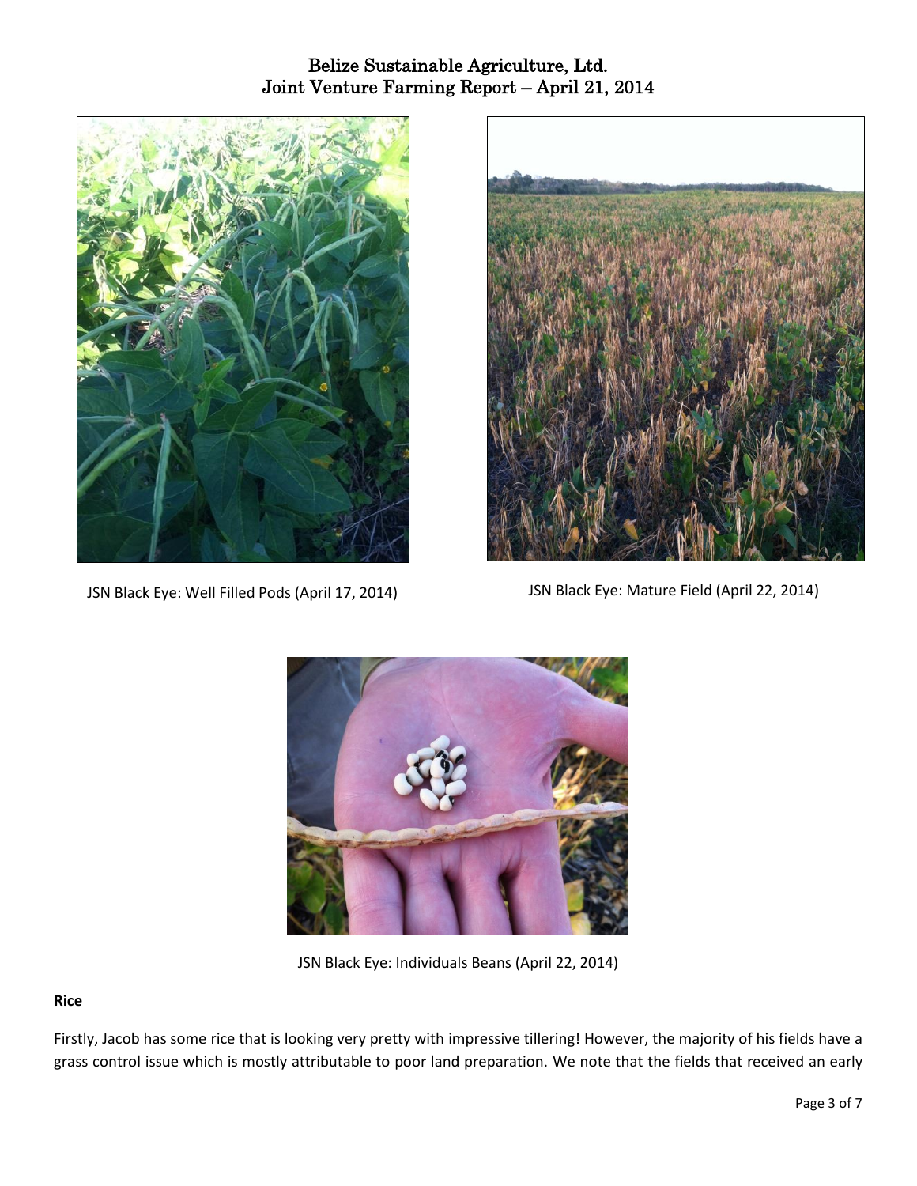JSN Black Eye: Well Filled Pods (April 17, 2014)

JSN Black Eye: Mature Field (April 22, 2014)

JSN Black Eye: Individuals Beans (April 22, 2014)

**Rice**

Firstly, Jacob has some rice that is looking very pretty with impressive tillering! However, the majority of his fields have a grass control issue which is mostly attributable to poor land preparation. We note that the fields that received an early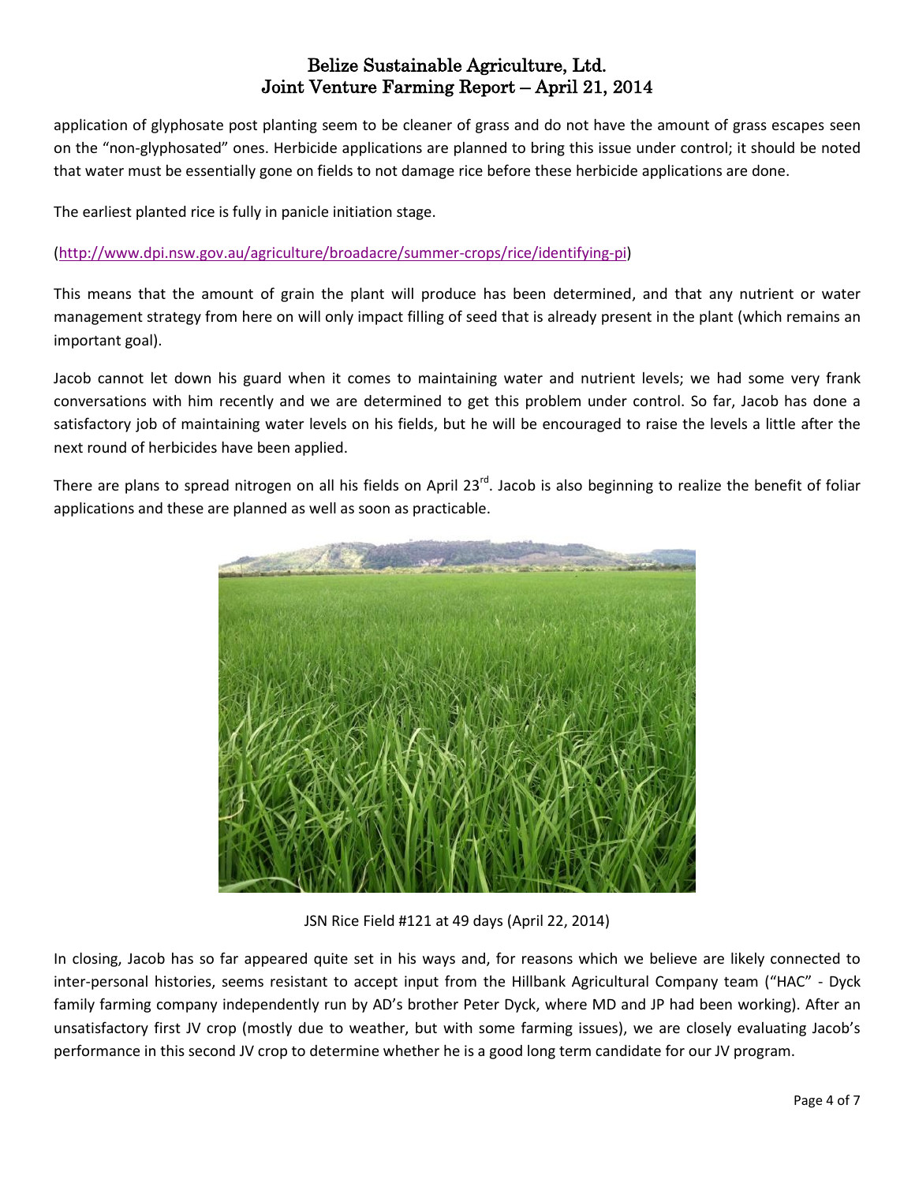application of glyphosate post planting seem to be cleaner of grass and do not have the amount of grass escapes seen on the "non-glyphosated" ones. Herbicide applications are planned to bring this issue under control; it should be noted that water must be essentially gone on fields to not damage rice before these herbicide applications are done.

The earliest planted rice is fully in panicle initiation stage.

(http://www.dpi.nsw.gov.au/agriculture/broadacre/summer-crops/rice/identifying-pi)

This means that the amount of grain the plant will produce has been determined, and that any nutrient or water management strategy from here on will only impact filling of seed that is already present in the plant (which remains an important goal).

Jacob cannot let down his guard when it comes to maintaining water and nutrient levels; we had some very frank conversations with him recently and we are determined to get this problem under control. So far, Jacob has done a satisfactory job of maintaining water levels on his fields, but he will be encouraged to raise the levels a little after the next round of herbicides have been applied.

There are plans to spread nitrogen on all his fields on April 23rd. Jacob is also beginning to realize the benefit of foliar applications and these are planned as well as soon as practicable.

JSN Rice Field #121 at 49 days (April 22, 2014)

In closing, Jacob has so far appeared quite set in his ways and, for reasons which we believe are likely connected to inter-personal histories, seems resistant to accept input from the Hillbank Agricultural Company team ("HAC" - Dyck family farming company independently run by AD's brother Peter Dyck, where MD and JP had been working). After an unsatisfactory first JV crop (mostly due to weather, but with some farming issues), we are closely evaluating Jacob's performance in this second JV crop to determine whether he is a good long term candidate for our JV program.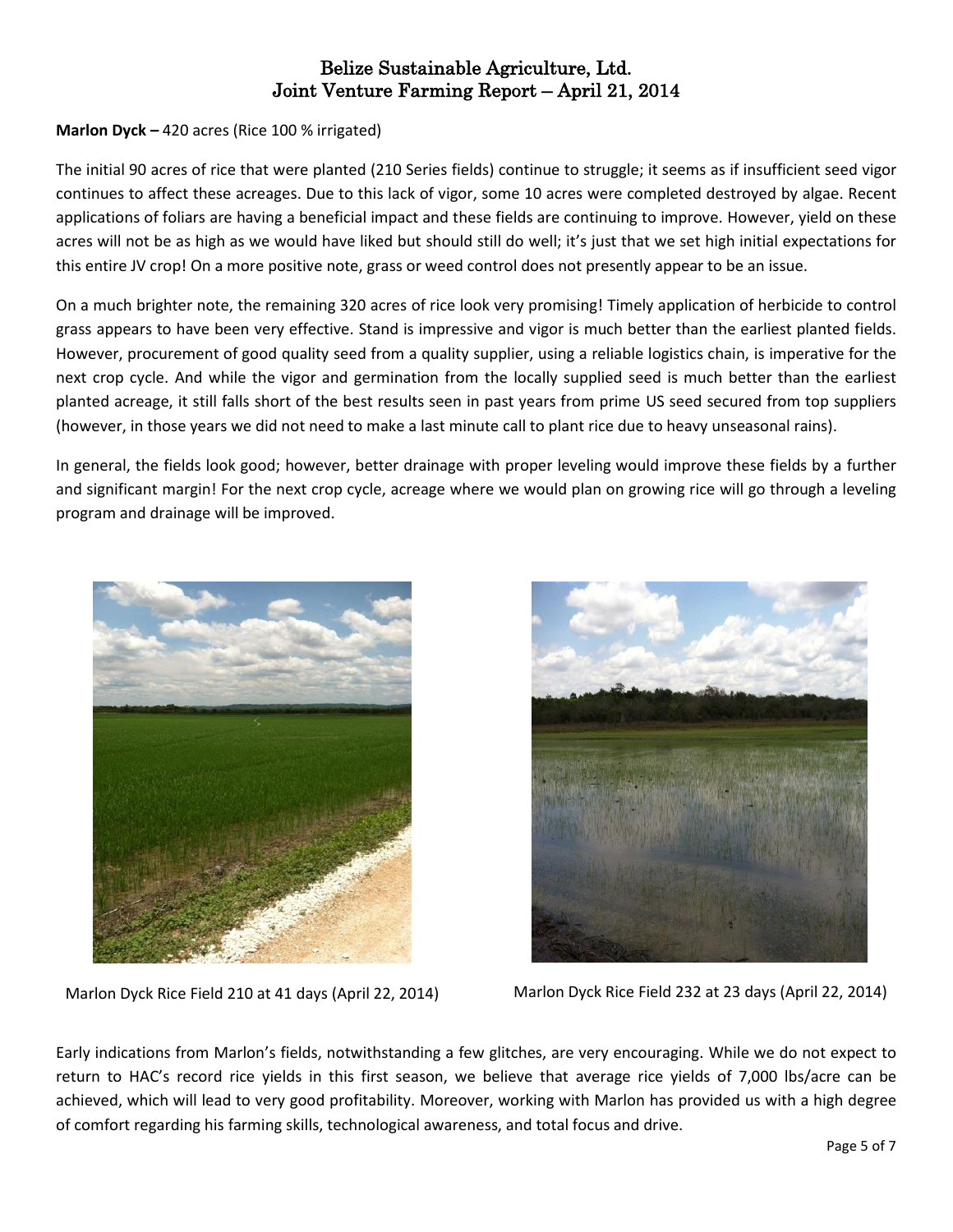**Marlon Dyck –** 420 acres (Rice 100 % irrigated)

The initial 90 acres of rice that were planted (210 Series fields) continue to struggle; it seems as if insufficient seed vigor continues to affect these acreages. Due to this lack of vigor, some 10 acres were completed destroyed by algae. Recent applications of foliars are having a beneficial impact and these fields are continuing to improve. However, yield on these acres will not be as high as we would have liked but should still do well; it's just that we set high initial expectations for this entire JV crop! On a more positive note, grass or weed control does not presently appear to be an issue.

On a much brighter note, the remaining 320 acres of rice look very promising! Timely application of herbicide to control grass appears to have been very effective. Stand is impressive and vigor is much better than the earliest planted fields. However, procurement of good quality seed from a quality supplier, using a reliable logistics chain, is imperative for the next crop cycle. And while the vigor and germination from the locally supplied seed is much better than the earliest planted acreage, it still falls short of the best results seen in past years from prime US seed secured from top suppliers (however, in those years we did not need to make a last minute call to plant rice due to heavy unseasonal rains).

In general, the fields look good; however, better drainage with proper leveling would improve these fields by a further and significant margin! For the next crop cycle, acreage where we would plan on growing rice will go through a leveling program and drainage will be improved.

Marlon Dyck Rice Field 210 at 41 days (April 22, 2014)

Marlon Dyck Rice Field 232 at 23 days (April 22, 2014)

Early indications from Marlon's fields, notwithstanding a few glitches, are very encouraging. While we do not expect to return to HAC's record rice yields in this first season, we believe that average rice yields of 7,000 lbs/acre can be achieved, which will lead to very good profitability. Moreover, working with Marlon has provided us with a high degree of comfort regarding his farming skills, technological awareness, and total focus and drive.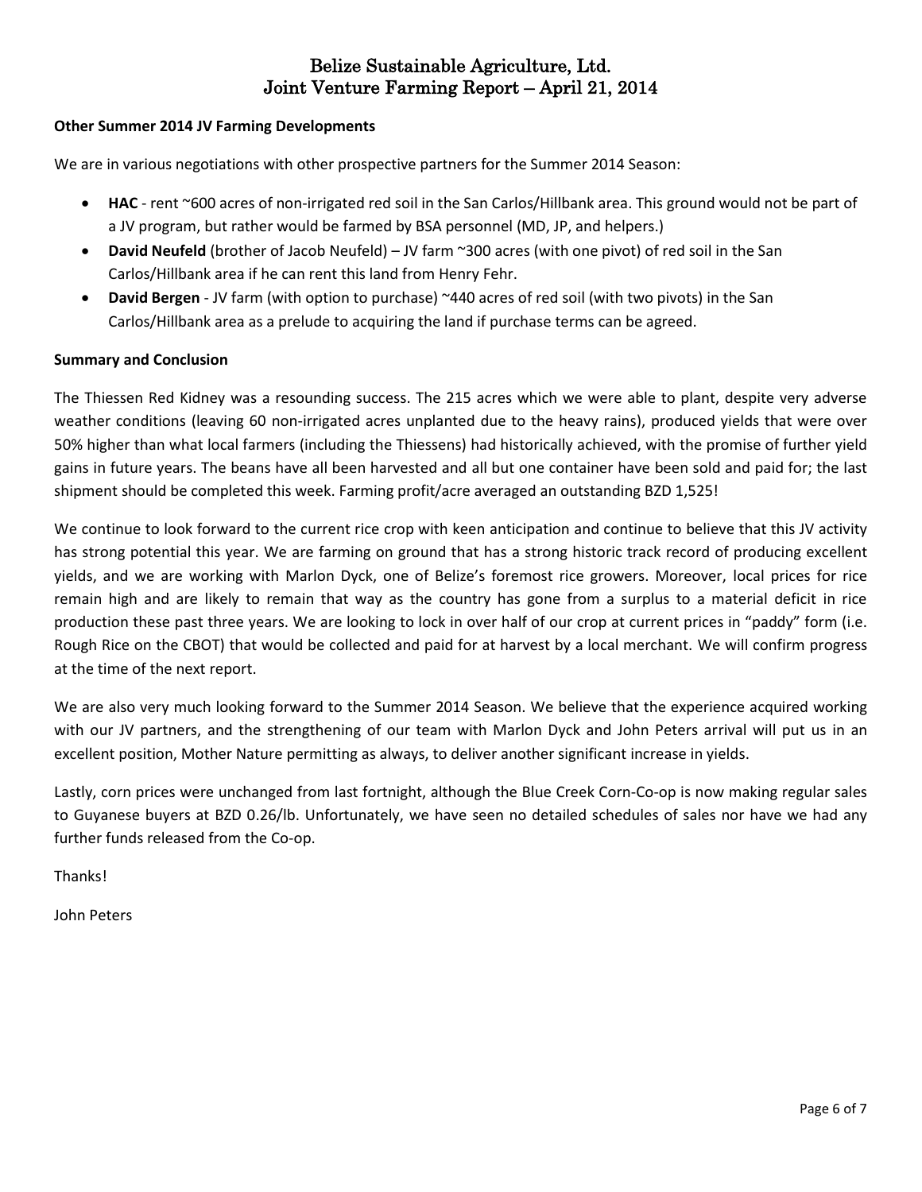**Other Summer 2014 JV Farming Developments**

We are in various negotiations with other prospective partners for the Summer 2014 Season:

- **HAC** - rent ~600 acres of non-irrigated red soil in the San Carlos/Hillbank area. This ground would not be part of a JV program, but rather would be farmed by BSA personnel (MD, JP, and helpers.)
- **David Neufeld** (brother of Jacob Neufeld) – JV farm ~300 acres (with one pivot) of red soil in the San Carlos/Hillbank area if he can rent this land from Henry Fehr.
- **David Bergen** - JV farm (with option to purchase) ~440 acres of red soil (with two pivots) in the San Carlos/Hillbank area as a prelude to acquiring the land if purchase terms can be agreed.

**Summary and Conclusion**

The Thiessen Red Kidney was a resounding success. The 215 acres which we were able to plant, despite very adverse weather conditions (leaving 60 non-irrigated acres unplanted due to the heavy rains), produced yields that were over 50% higher than what local farmers (including the Thiessens) had historically achieved, with the promise of further yield gains in future years. The beans have all been harvested and all but one container have been sold and paid for; the last shipment should be completed this week. Farming profit/acre averaged an outstanding BZD 1,525!

We continue to look forward to the current rice crop with keen anticipation and continue to believe that this JV activity has strong potential this year. We are farming on ground that has a strong historic track record of producing excellent yields, and we are working with Marlon Dyck, one of Belize's foremost rice growers. Moreover, local prices for rice remain high and are likely to remain that way as the country has gone from a surplus to a material deficit in rice production these past three years. We are looking to lock in over half of our crop at current prices in "paddy" form (i.e. Rough Rice on the CBOT) that would be collected and paid for at harvest by a local merchant. We will confirm progress at the time of the next report.

We are also very much looking forward to the Summer 2014 Season. We believe that the experience acquired working with our JV partners, and the strengthening of our team with Marlon Dyck and John Peters arrival will put us in an excellent position, Mother Nature permitting as always, to deliver another significant increase in yields.

Lastly, corn prices were unchanged from last fortnight, although the Blue Creek Corn-Co-op is now making regular sales to Guyanese buyers at BZD 0.26/lb. Unfortunately, we have seen no detailed schedules of sales nor have we had any further funds released from the Co-op.

Thanks!

John Peters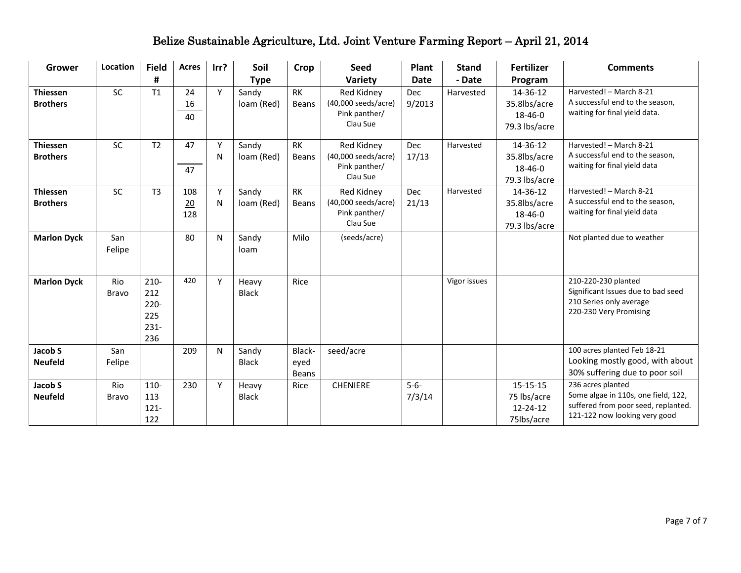# Belize Sustainable Agriculture, Ltd. Joint Venture Farming Report – April 21, 2014

| Grower | Location | Field # | Acres | Irr? | Soil Type | Crop | Seed Variety | Plant Date | Stand - Date | Fertilizer Program | Comments |
|---|---|---|---|---|---|---|---|---|---|---|---|
| **Thiessen Brothers** | SC | T1 | 24<br>16<br>40 | Y | Sandy loam (Red) | RK Beans | Red Kidney (40,000 seeds/acre) Pink panther/ Clau Sue | Dec 9/2013 | Harvested | 14-36-12 35.8lbs/acre 18-46-0 79.3 lbs/acre | Harvested! – March 8-21 A successful end to the season, waiting for final yield data. |
| **Thiessen Brothers** | SC | T2 | 47<br><br>47 | Y<br>N | Sandy loam (Red) | RK Beans | Red Kidney (40,000 seeds/acre) Pink panther/ Clau Sue | Dec 17/13 | Harvested | 14-36-12 35.8lbs/acre 18-46-0 79.3 lbs/acre | Harvested! – March 8-21 A successful end to the season, waiting for final yield data |
| **Thiessen Brothers** | SC | T3 | 108<br>20<br>128 | Y<br>N | Sandy loam (Red) | RK Beans | Red Kidney (40,000 seeds/acre) Pink panther/ Clau Sue | Dec 21/13 | Harvested | 14-36-12 35.8lbs/acre 18-46-0 79.3 lbs/acre | Harvested! – March 8-21 A successful end to the season, waiting for final yield data |
| **Marlon Dyck** | San Felipe | | 80 | N | Sandy loam | Milo | (seeds/acre) | | | | Not planted due to weather |
| **Marlon Dyck** | Rio Bravo | 210-212 220-225 231-236 | 420 | Y | Heavy Black | Rice | | | Vigor issues | | 210-220-230 planted Significant Issues due to bad seed 210 Series only average 220-230 Very Promising |
| **Jacob S Neufeld** | San Felipe | | 209 | N | Sandy Black | Black-eyed Beans | seed/acre | | | | 100 acres planted Feb 18-21 Looking mostly good, with about 30% suffering due to poor soil |
| **Jacob S Neufeld** | Rio Bravo | 110-113 121-122 | 230 | Y | Heavy Black | Rice | CHENIERE | 5-6-7/3/14 | | 15-15-15 75 lbs/acre 12-24-12 75lbs/acre | 236 acres planted Some algae in 110s, one field, 122, suffered from poor seed, replanted. 121-122 now looking very good |